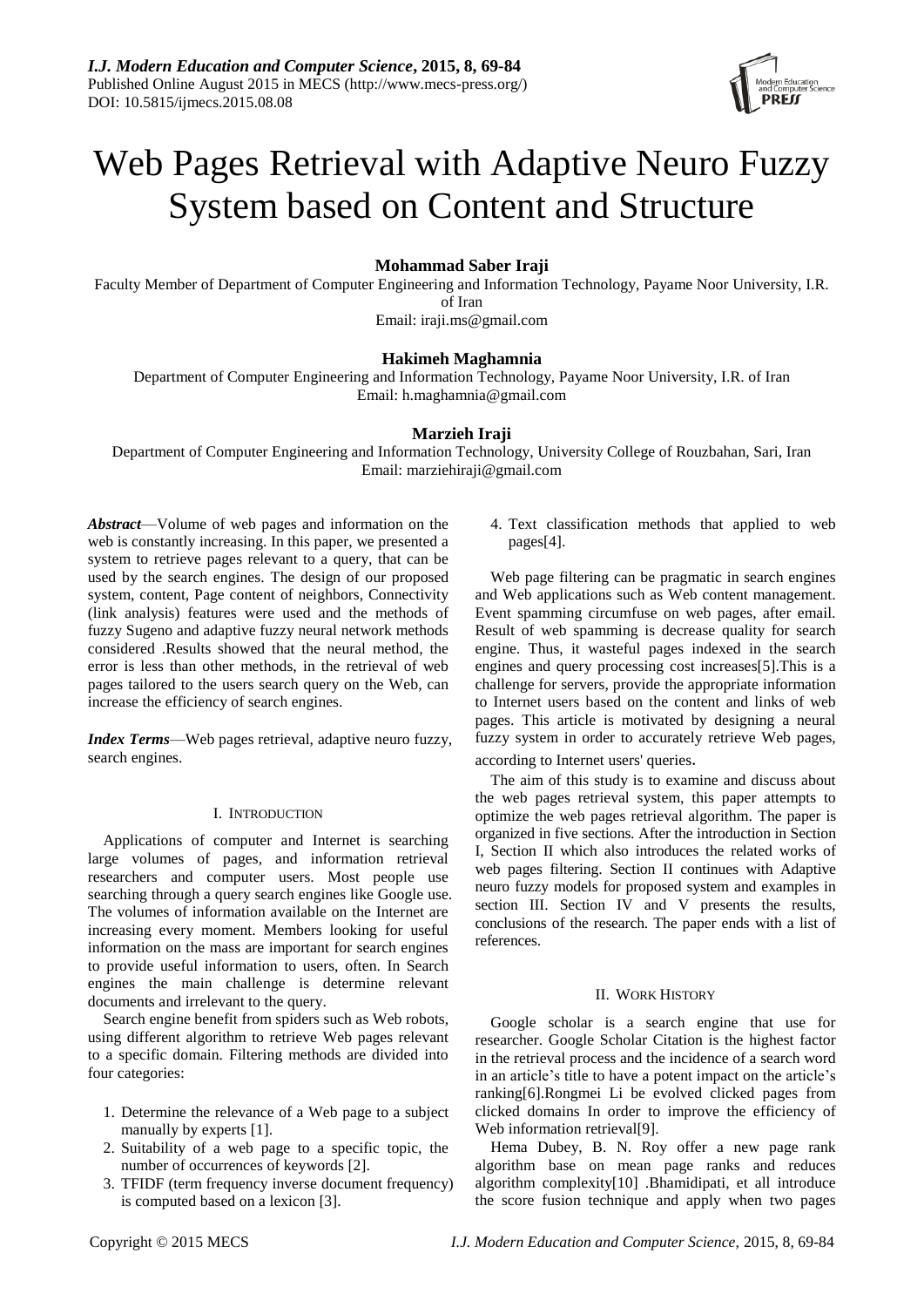*I.J. Modern Education and Computer Science*, **2015, 8, 69-84**
Published Online August 2015 in MECS (http://www.mecs-press.org/)
DOI: 10.5815/ijmecs.2015.08.08

# Web Pages Retrieval with Adaptive Neuro Fuzzy System based on Content and Structure

**Mohammad Saber Iraji**

Faculty Member of Department of Computer Engineering and Information Technology, Payame Noor University, I.R. of Iran
Email: iraji.ms@gmail.com

**Hakimeh Maghamnia**

Department of Computer Engineering and Information Technology, Payame Noor University, I.R. of Iran
Email: h.maghamnia@gmail.com

**Marzieh Iraji**

Department of Computer Engineering and Information Technology, University College of Rouzbahan, Sari, Iran
Email: marziehiraji@gmail.com

***Abstract*****—**Volume of web pages and information on the web is constantly increasing. In this paper, we presented a system to retrieve pages relevant to a query, that can be used by the search engines. The design of our proposed system, content, Page content of neighbors, Connectivity (link analysis) features were used and the methods of fuzzy Sugeno and adaptive fuzzy neural network methods considered .Results showed that the neural method, the error is less than other methods, in the retrieval of web pages tailored to the users search query on the Web, can increase the efficiency of search engines.

***Index Terms*****—**Web pages retrieval, adaptive neuro fuzzy, search engines.

## I. Introduction

Applications of computer and Internet is searching large volumes of pages, and information retrieval researchers and computer users. Most people use searching through a query search engines like Google use. The volumes of information available on the Internet are increasing every moment. Members looking for useful information on the mass are important for search engines to provide useful information to users, often. In Search engines the main challenge is determine relevant documents and irrelevant to the query.

Search engine benefit from spiders such as Web robots, using different algorithm to retrieve Web pages relevant to a specific domain. Filtering methods are divided into four categories:

1. Determine the relevance of a Web page to a subject manually by experts [1].
2. Suitability of a web page to a specific topic, the number of occurrences of keywords [2].
3. TFIDF (term frequency inverse document frequency) is computed based on a lexicon [3].
4. Text classification methods that applied to web pages[4].

Web page filtering can be pragmatic in search engines and Web applications such as Web content management. Event spamming circumfuse on web pages, after email. Result of web spamming is decrease quality for search engine. Thus, it wasteful pages indexed in the search engines and query processing cost increases[5].This is a challenge for servers, provide the appropriate information to Internet users based on the content and links of web pages. This article is motivated by designing a neural fuzzy system in order to accurately retrieve Web pages, according to Internet users' queries.

The aim of this study is to examine and discuss about the web pages retrieval system, this paper attempts to optimize the web pages retrieval algorithm. The paper is organized in five sections. After the introduction in Section I, Section II which also introduces the related works of web pages filtering. Section II continues with Adaptive neuro fuzzy models for proposed system and examples in section III. Section IV and V presents the results, conclusions of the research. The paper ends with a list of references.

## II. Work History

Google scholar is a search engine that use for researcher. Google Scholar Citation is the highest factor in the retrieval process and the incidence of a search word in an article's title to have a potent impact on the article's ranking[6].Rongmei Li be evolved clicked pages from clicked domains In order to improve the efficiency of Web information retrieval[9].

Hema Dubey, B. N. Roy offer a new page rank algorithm base on mean page ranks and reduces algorithm complexity[10] .Bhamidipati, et all introduce the score fusion technique and apply when two pages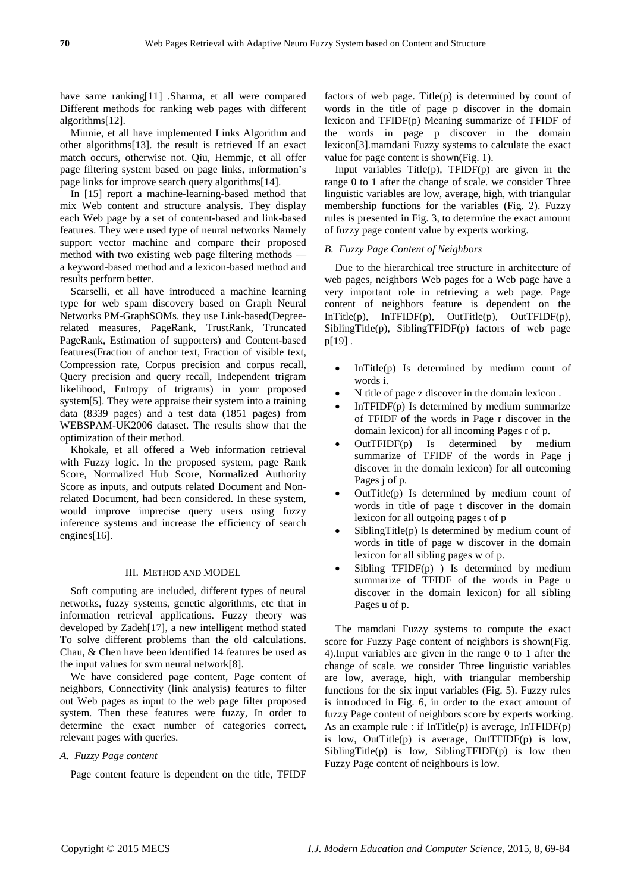have same ranking[11] .Sharma, et all were compared Different methods for ranking web pages with different algorithms[12].

Minnie, et all have implemented Links Algorithm and other algorithms[13]. the result is retrieved If an exact match occurs, otherwise not. Qiu, Hemmje, et all offer page filtering system based on page links, information's page links for improve search query algorithms[14].

In [15] report a machine-learning-based method that mix Web content and structure analysis. They display each Web page by a set of content-based and link-based features. They were used type of neural networks Namely support vector machine and compare their proposed method with two existing web page filtering methods — a keyword-based method and a lexicon-based method and results perform better.

Scarselli, et all have introduced a machine learning type for web spam discovery based on Graph Neural Networks PM-GraphSOMs. they use Link-based(Degree-related measures, PageRank, TrustRank, Truncated PageRank, Estimation of supporters) and Content-based features(Fraction of anchor text, Fraction of visible text, Compression rate, Corpus precision and corpus recall, Query precision and query recall, Independent trigram likelihood, Entropy of trigrams) in your proposed system[5]. They were appraise their system into a training data (8339 pages) and a test data (1851 pages) from WEBSPAM-UK2006 dataset. The results show that the optimization of their method.

Khokale, et all offered a Web information retrieval with Fuzzy logic. In the proposed system, page Rank Score, Normalized Hub Score, Normalized Authority Score as inputs, and outputs related Document and Non-related Document, had been considered. In these system, would improve imprecise query users using fuzzy inference systems and increase the efficiency of search engines[16].

## III. Method and Model

Soft computing are included, different types of neural networks, fuzzy systems, genetic algorithms, etc that in information retrieval applications. Fuzzy theory was developed by Zadeh[17], a new intelligent method stated To solve different problems than the old calculations. Chau, & Chen have been identified 14 features be used as the input values for svm neural network[8].

We have considered page content, Page content of neighbors, Connectivity (link analysis) features to filter out Web pages as input to the web page filter proposed system. Then these features were fuzzy, In order to determine the exact number of categories correct, relevant pages with queries.

### *A. Fuzzy Page content*

Page content feature is dependent on the title, TFIDF factors of web page. Title(p) is determined by count of words in the title of page p discover in the domain lexicon and TFIDF(p) Meaning summarize of TFIDF of the words in page p discover in the domain lexicon[3].mamdani Fuzzy systems to calculate the exact value for page content is shown(Fig. 1).

Input variables Title(p), TFIDF(p) are given in the range 0 to 1 after the change of scale. we consider Three linguistic variables are low, average, high, with triangular membership functions for the variables (Fig. 2). Fuzzy rules is presented in Fig. 3, to determine the exact amount of fuzzy page content value by experts working.

### *B. Fuzzy Page Content of Neighbors*

Due to the hierarchical tree structure in architecture of web pages, neighbors Web pages for a Web page have a very important role in retrieving a web page. Page content of neighbors feature is dependent on the InTitle(p), InTFIDF(p), OutTitle(p), OutTFIDF(p), SiblingTitle(p), SiblingTFIDF(p) factors of web page p[19] .

- InTitle(p) Is determined by medium count of words i.
- N title of page z discover in the domain lexicon .
- InTFIDF(p) Is determined by medium summarize of TFIDF of the words in Page r discover in the domain lexicon) for all incoming Pages r of p.
- OutTFIDF(p) Is determined by medium summarize of TFIDF of the words in Page j discover in the domain lexicon) for all outcoming Pages j of p.
- OutTitle(p) Is determined by medium count of words in title of page t discover in the domain lexicon for all outgoing pages t of p
- SiblingTitle(p) Is determined by medium count of words in title of page w discover in the domain lexicon for all sibling pages w of p.
- Sibling TFIDF(p) ) Is determined by medium summarize of TFIDF of the words in Page u discover in the domain lexicon) for all sibling Pages u of p.

The mamdani Fuzzy systems to compute the exact score for Fuzzy Page content of neighbors is shown(Fig. 4).Input variables are given in the range 0 to 1 after the change of scale. we consider Three linguistic variables are low, average, high, with triangular membership functions for the six input variables (Fig. 5). Fuzzy rules is introduced in Fig. 6, in order to the exact amount of fuzzy Page content of neighbors score by experts working. As an example rule : if InTitle(p) is average, InTFIDF(p) is low, OutTitle(p) is average, OutTFIDF(p) is low, SiblingTitle(p) is low, SiblingTFIDF(p) is low then Fuzzy Page content of neighbours is low.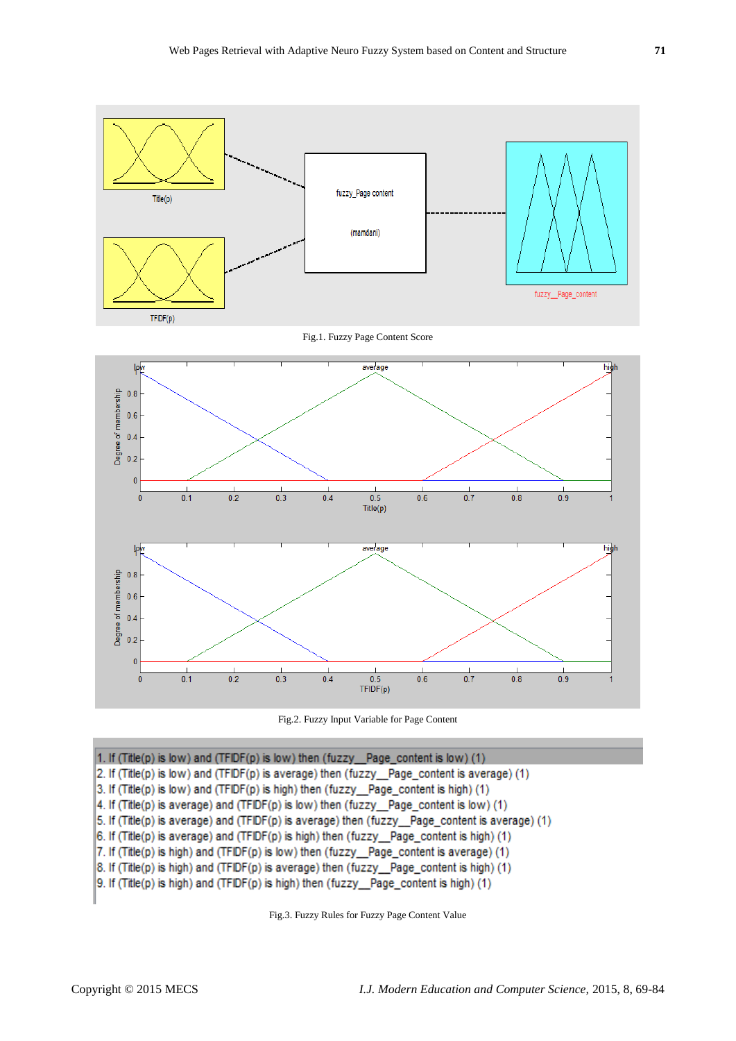Title(p)

TFIDF(p)

fuzzy_Page content

(mamdani)

fuzzy__Page_content

Fig.1. Fuzzy Page Content Score

low average high

Degree of membership

1 0.8 0.6 0.4 0.2 0

0 0.1 0.2 0.3 0.4 0.5 0.6 0.7 0.8 0.9 1

Title(p)

low average high

Degree of membership

1 0.8 0.6 0.4 0.2 0

0 0.1 0.2 0.3 0.4 0.5 0.6 0.7 0.8 0.9 1

TFIDF(p)

Fig.2. Fuzzy Input Variable for Page Content

1. If (Title(p) is low) and (TFIDF(p) is low) then (fuzzy__Page_content is low) (1)
2. If (Title(p) is low) and (TFIDF(p) is average) then (fuzzy__Page_content is average) (1)
3. If (Title(p) is low) and (TFIDF(p) is high) then (fuzzy__Page_content is high) (1)
4. If (Title(p) is average) and (TFIDF(p) is low) then (fuzzy__Page_content is low) (1)
5. If (Title(p) is average) and (TFIDF(p) is average) then (fuzzy__Page_content is average) (1)
6. If (Title(p) is average) and (TFIDF(p) is high) then (fuzzy__Page_content is high) (1)
7. If (Title(p) is high) and (TFIDF(p) is low) then (fuzzy__Page_content is average) (1)
8. If (Title(p) is high) and (TFIDF(p) is average) then (fuzzy__Page_content is high) (1)
9. If (Title(p) is high) and (TFIDF(p) is high) then (fuzzy__Page_content is high) (1)

Fig.3. Fuzzy Rules for Fuzzy Page Content Value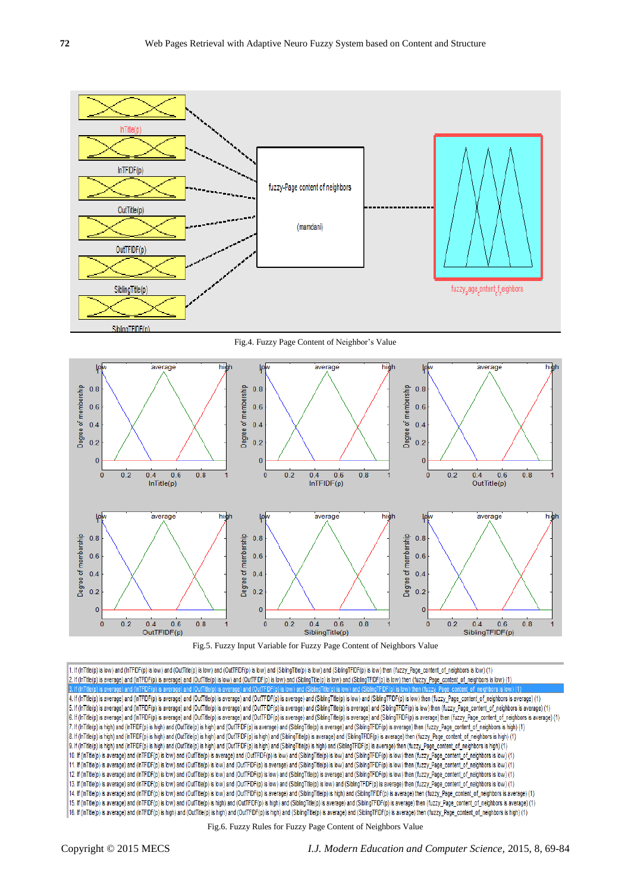InTitle(p)

InTFIDF(p)

OutTitle(p)

OutTFIDF(p)

SiblingTitle(p)

SiblingTFIDF(p)

fuzzy-Page content of neighbors

(mamdani)

fuzzy_page_content_of_neighbors

Fig.4. Fuzzy Page Content of Neighbor's Value

low average high

Degree of membership

0 0.2 0.4 0.6 0.8 1

InTitle(p)

InTFIDF(p)

OutTitle(p)

OutTFIDF(p)

SiblingTitle(p)

SiblingTFIDF(p)

Fig.5. Fuzzy Input Variable for Fuzzy Page Content of Neighbors Value

1. If (InTitle(p) is low) and (InTFIDF(p) is low) and (OutTitle(p) is low) and (OutTFIDF(p) is low) and (SiblingTitle(p) is low) and (SiblingTFIDF(p) is low) then (fuzzy_Page_content_of_neighbors is low) (1)
2. If (InTitle(p) is average) and (InTFIDF(p) is average) and (OutTitle(p) is low) and (OutTFIDF(p) is low) and (SiblingTitle(p) is low) and (SiblingTFIDF(p) is low) then (fuzzy_Page_content_of_neighbors is low) (1)
3. If (InTitle(p) is average) and (InTFIDF(p) is average) and (OutTitle(p) is average) and (OutTFIDF(p) is low) and (SiblingTitle(p) is low) and (SiblingTFIDF(p) is low) then (fuzzy_Page_content_of_neighbors is low) (1)
4. If (InTitle(p) is average) and (InTFIDF(p) is average) and (OutTitle(p) is average) and (OutTFIDF(p) is average) and (SiblingTitle(p) is low) and (SiblingTFIDF(p) is low) then (fuzzy_Page_content_of_neighbors is average) (1)
5. If (InTitle(p) is average) and (InTFIDF(p) is average) and (OutTitle(p) is average) and (OutTFIDF(p) is average) and (SiblingTitle(p) is average) and (SiblingTFIDF(p) is low) then (fuzzy_Page_content_of_neighbors is average) (1)
6. If (InTitle(p) is average) and (InTFIDF(p) is average) and (OutTitle(p) is average) and (OutTFIDF(p) is average) and (SiblingTitle(p) is average) and (SiblingTFIDF(p) is average) then (fuzzy_Page_content_of_neighbors is average) (1)
7. If (InTitle(p) is high) and (InTFIDF(p) is high) and (OutTitle(p) is high) and (OutTFIDF(p) is average) and (SiblingTitle(p) is average) and (SiblingTFIDF(p) is average) then (fuzzy_Page_content_of_neighbors is high) (1)
8. If (InTitle(p) is high) and (InTFIDF(p) is high) and (OutTitle(p) is high) and (OutTFIDF(p) is high) and (SiblingTitle(p) is average) and (SiblingTFIDF(p) is average) then (fuzzy_Page_content_of_neighbors is high) (1)
9. If (InTitle(p) is high) and (InTFIDF(p) is high) and (OutTitle(p) is high) and (OutTFIDF(p) is high) and (SiblingTitle(p) is high) and (SiblingTFIDF(p) is average) then (fuzzy_Page_content_of_neighbors is high) (1)
10. If (InTitle(p) is average) and (InTFIDF(p) is low) and (OutTitle(p) is average) and (OutTFIDF(p) is low) and (SiblingTitle(p) is low) and (SiblingTFIDF(p) is low) then (fuzzy_Page_content_of_neighbors is low) (1)
11. If (InTitle(p) is average) and (InTFIDF(p) is low) and (OutTitle(p) is low) and (OutTFIDF(p) is average) and (SiblingTitle(p) is low) and (SiblingTFIDF(p) is low) then (fuzzy_Page_content_of_neighbors is low) (1)
12. If (InTitle(p) is average) and (InTFIDF(p) is low) and (OutTitle(p) is low) and (OutTFIDF(p) is low) and (SiblingTitle(p) is average) and (SiblingTFIDF(p) is low) then (fuzzy_Page_content_of_neighbors is low) (1)
13. If (InTitle(p) is average) and (InTFIDF(p) is low) and (OutTitle(p) is low) and (OutTFIDF(p) is low) and (SiblingTitle(p) is low) and (SiblingTFIDF(p) is average) then (fuzzy_Page_content_of_neighbors is low) (1)
14. If (InTitle(p) is average) and (InTFIDF(p) is low) and (OutTitle(p) is low) and (OutTFIDF(p) is average) and (SiblingTitle(p) is high) and (SiblingTFIDF(p) is average) then (fuzzy_Page_content_of_neighbors is average) (1)
15. If (InTitle(p) is average) and (InTFIDF(p) is low) and (OutTitle(p) is high) and (OutTFIDF(p) is high) and (SiblingTitle(p) is average) and (SiblingTFIDF(p) is average) then (fuzzy_Page_content_of_neighbors is average) (1)
16. If (InTitle(p) is average) and (InTFIDF(p) is high) and (OutTitle(p) is high) and (OutTFIDF(p) is high) and (SiblingTitle(p) is average) and (SiblingTFIDF(p) is average) then (fuzzy_Page_content_of_neighbors is high) (1)

Fig.6. Fuzzy Rules for Fuzzy Page Content of Neighbors Value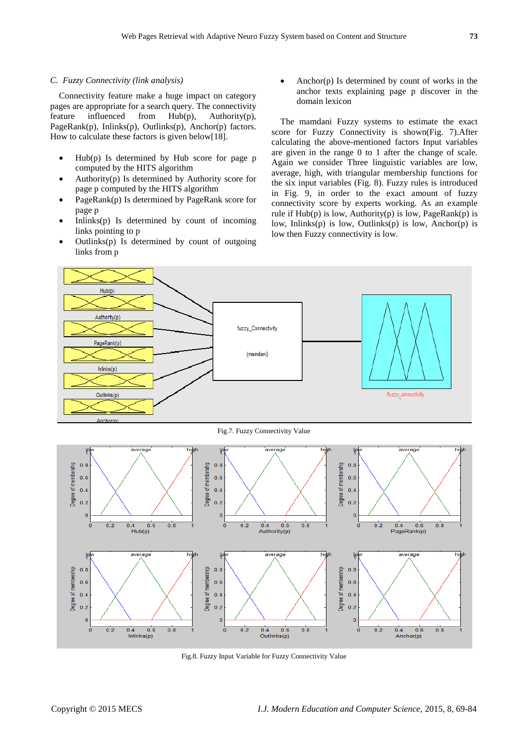### C. Fuzzy Connectivity (link analysis)

Connectivity feature make a huge impact on category pages are appropriate for a search query. The connectivity feature influenced from Hub(p), Authority(p), PageRank(p), Inlinks(p), Outlinks(p), Anchor(p) factors. How to calculate these factors is given below[18].

- Hub(p) Is determined by Hub score for page p computed by the HITS algorithm
- Authority(p) Is determined by Authority score for page p computed by the HITS algorithm
- PageRank(p) Is determined by PageRank score for page p
- Inlinks(p) Is determined by count of incoming links pointing to p
- Outlinks(p) Is determined by count of outgoing links from p
- Anchor(p) Is determined by count of works in the anchor texts explaining page p discover in the domain lexicon

The mamdani Fuzzy systems to estimate the exact score for Fuzzy Connectivity is shown(Fig. 7).After calculating the above-mentioned factors Input variables are given in the range 0 to 1 after the change of scale. Again we consider Three linguistic variables are low, average, high, with triangular membership functions for the six input variables (Fig. 8). Fuzzy rules is introduced in Fig. 9, in order to the exact amount of fuzzy connectivity score by experts working. As an example rule if Hub(p) is low, Authority(p) is low, PageRank(p) is low, Inlinks(p) is low, Outlinks(p) is low, Anchor(p) is low then Fuzzy connectivity is low.

Hub(p)
Authority(p)
PageRank(p)
Inlinks(p)
Outlinks(p)
Anchor(p)
fuzzy_Connectivity
(mamdani)
fuzzy_connectivity

Fig.7. Fuzzy Connectivity Value

low average high
Degree of membership
0 0.2 0.4 0.6 0.8 1
0 0.2 0.4 0.6 0.8 1
Hub(p)
Authority(p)
PageRank(p)
Inlinks(p)
Outlinks(p)
Anchor(p)

Fig.8. Fuzzy Input Variable for Fuzzy Connectivity Value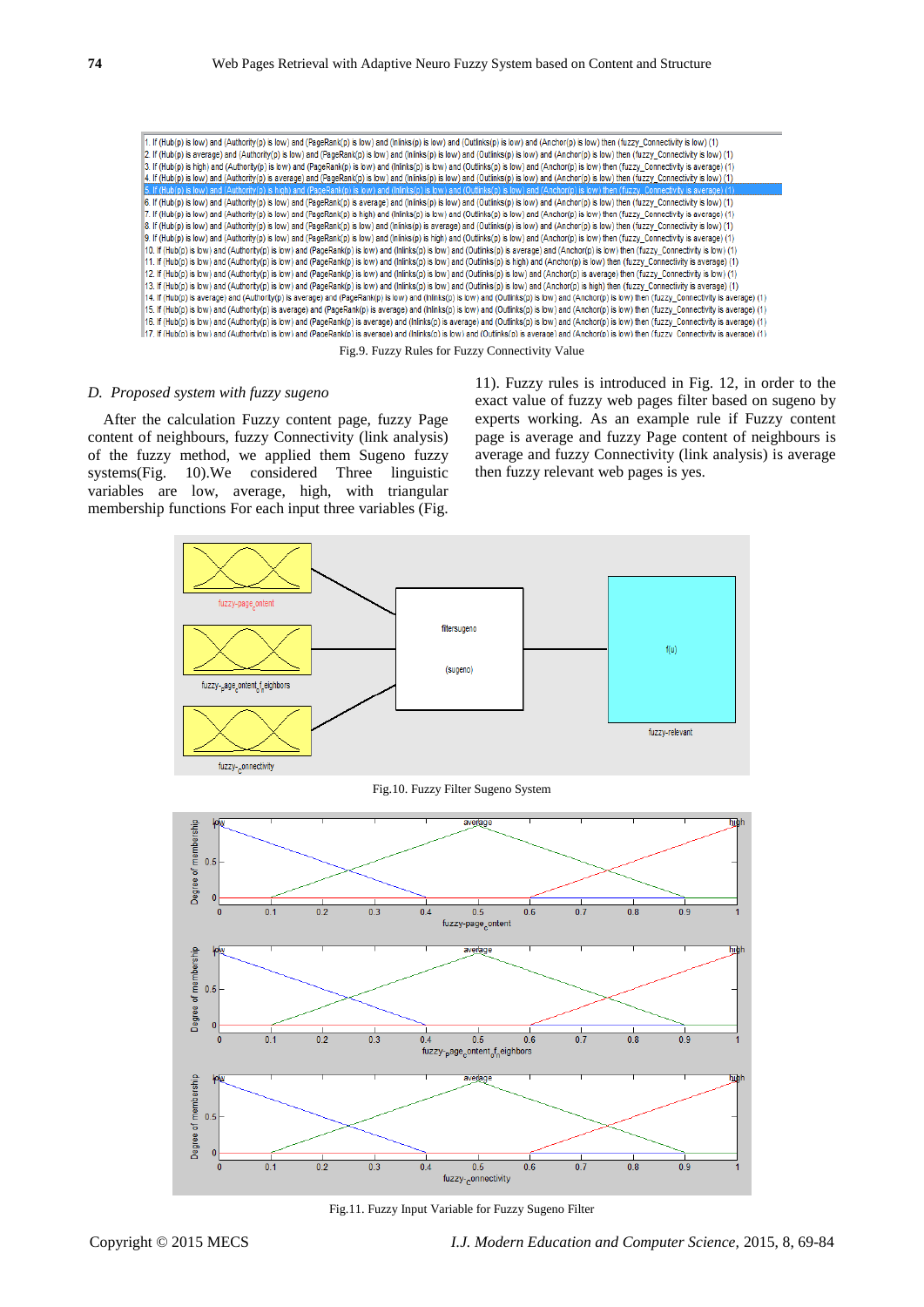1. If (Hub(p) is low) and (Authority(p) is low) and (PageRank(p) is low) and (Inlinks(p) is low) and (Outlinks(p) is low) and (Anchor(p) is low) then (fuzzy_Connectivity is low) (1)
2. If (Hub(p) is average) and (Authority(p) is low) and (PageRank(p) is low) and (Inlinks(p) is low) and (Outlinks(p) is low) and (Anchor(p) is low) then (fuzzy_Connectivity is low) (1)
3. If (Hub(p) is high) and (Authority(p) is low) and (PageRank(p) is low) and (Inlinks(p) is low) and (Outlinks(p) is low) and (Anchor(p) is low) then (fuzzy_Connectivity is average) (1)
4. If (Hub(p) is low) and (Authority(p) is average) and (PageRank(p) is low) and (Inlinks(p) is low) and (Outlinks(p) is low) and (Anchor(p) is low) then (fuzzy_Connectivity is low) (1)
5. If (Hub(p) is low) and (Authority(p) is high) and (PageRank(p) is low) and (Inlinks(p) is low) and (Outlinks(p) is low) and (Anchor(p) is low) then (fuzzy_Connectivity is average) (1)
6. If (Hub(p) is low) and (Authority(p) is low) and (PageRank(p) is average) and (Inlinks(p) is low) and (Outlinks(p) is low) and (Anchor(p) is low) then (fuzzy_Connectivity is low) (1)
7. If (Hub(p) is low) and (Authority(p) is low) and (PageRank(p) is high) and (Inlinks(p) is low) and (Outlinks(p) is low) and (Anchor(p) is low) then (fuzzy_Connectivity is average) (1)
8. If (Hub(p) is low) and (Authority(p) is low) and (PageRank(p) is low) and (Inlinks(p) is average) and (Outlinks(p) is low) and (Anchor(p) is low) then (fuzzy_Connectivity is low) (1)
9. If (Hub(p) is low) and (Authority(p) is low) and (PageRank(p) is low) and (Inlinks(p) is high) and (Outlinks(p) is low) and (Anchor(p) is low) then (fuzzy_Connectivity is average) (1)
10. If (Hub(p) is low) and (Authority(p) is low) and (PageRank(p) is low) and (Inlinks(p) is low) and (Outlinks(p) is average) and (Anchor(p) is low) then (fuzzy_Connectivity is low) (1)
11. If (Hub(p) is low) and (Authority(p) is low) and (PageRank(p) is low) and (Inlinks(p) is low) and (Outlinks(p) is high) and (Anchor(p) is low) then (fuzzy_Connectivity is average) (1)
12. If (Hub(p) is low) and (Authority(p) is low) and (PageRank(p) is low) and (Inlinks(p) is low) and (Outlinks(p) is low) and (Anchor(p) is average) then (fuzzy_Connectivity is low) (1)
13. If (Hub(p) is low) and (Authority(p) is low) and (PageRank(p) is low) and (Inlinks(p) is low) and (Outlinks(p) is low) and (Anchor(p) is high) then (fuzzy_Connectivity is average) (1)
14. If (Hub(p) is average) and (Authority(p) is average) and (PageRank(p) is low) and (Inlinks(p) is low) and (Outlinks(p) is low) and (Anchor(p) is low) then (fuzzy_Connectivity is average) (1)
15. If (Hub(p) is low) and (Authority(p) is average) and (PageRank(p) is average) and (Inlinks(p) is low) and (Outlinks(p) is low) and (Anchor(p) is low) then (fuzzy_Connectivity is average) (1)
16. If (Hub(p) is low) and (Authority(p) is low) and (PageRank(p) is average) and (Inlinks(p) is average) and (Outlinks(p) is low) and (Anchor(p) is low) then (fuzzy_Connectivity is average) (1)
17. If (Hub(p) is low) and (Authority(p) is low) and (PageRank(p) is average) and (Inlinks(p) is low) and (Outlinks(p) is average) and (Anchor(p) is low) then (fuzzy_Connectivity is average) (1)

Fig.9. Fuzzy Rules for Fuzzy Connectivity Value

### *D. Proposed system with fuzzy sugeno*

After the calculation Fuzzy content page, fuzzy Page content of neighbours, fuzzy Connectivity (link analysis) of the fuzzy method, we applied them Sugeno fuzzy systems(Fig. 10).We considered Three linguistic variables are low, average, high, with triangular membership functions For each input three variables (Fig. 11). Fuzzy rules is introduced in Fig. 12, in order to the exact value of fuzzy web pages filter based on sugeno by experts working. As an example rule if Fuzzy content page is average and fuzzy Page content of neighbours is average and fuzzy Connectivity (link analysis) is average then fuzzy relevant web pages is yes.

fuzzy-page_content
fuzzy-_page_content_of_neighbors
fuzzy-_connectivity
filtersugeno
(sugeno)
f(u)
fuzzy-relevant

Fig.10. Fuzzy Filter Sugeno System

Degree of membership
low
average
high
0
0.5
1
0 0.1 0.2 0.3 0.4 0.5 0.6 0.7 0.8 0.9 1
fuzzy-page_content

Degree of membership
low
average
high
0
0.5
1
0 0.1 0.2 0.3 0.4 0.5 0.6 0.7 0.8 0.9 1
fuzzy-_page_content_of_neighbors

Degree of membership
low
average
high
0
0.5
1
0 0.1 0.2 0.3 0.4 0.5 0.6 0.7 0.8 0.9 1
fuzzy-_connectivity

Fig.11. Fuzzy Input Variable for Fuzzy Sugeno Filter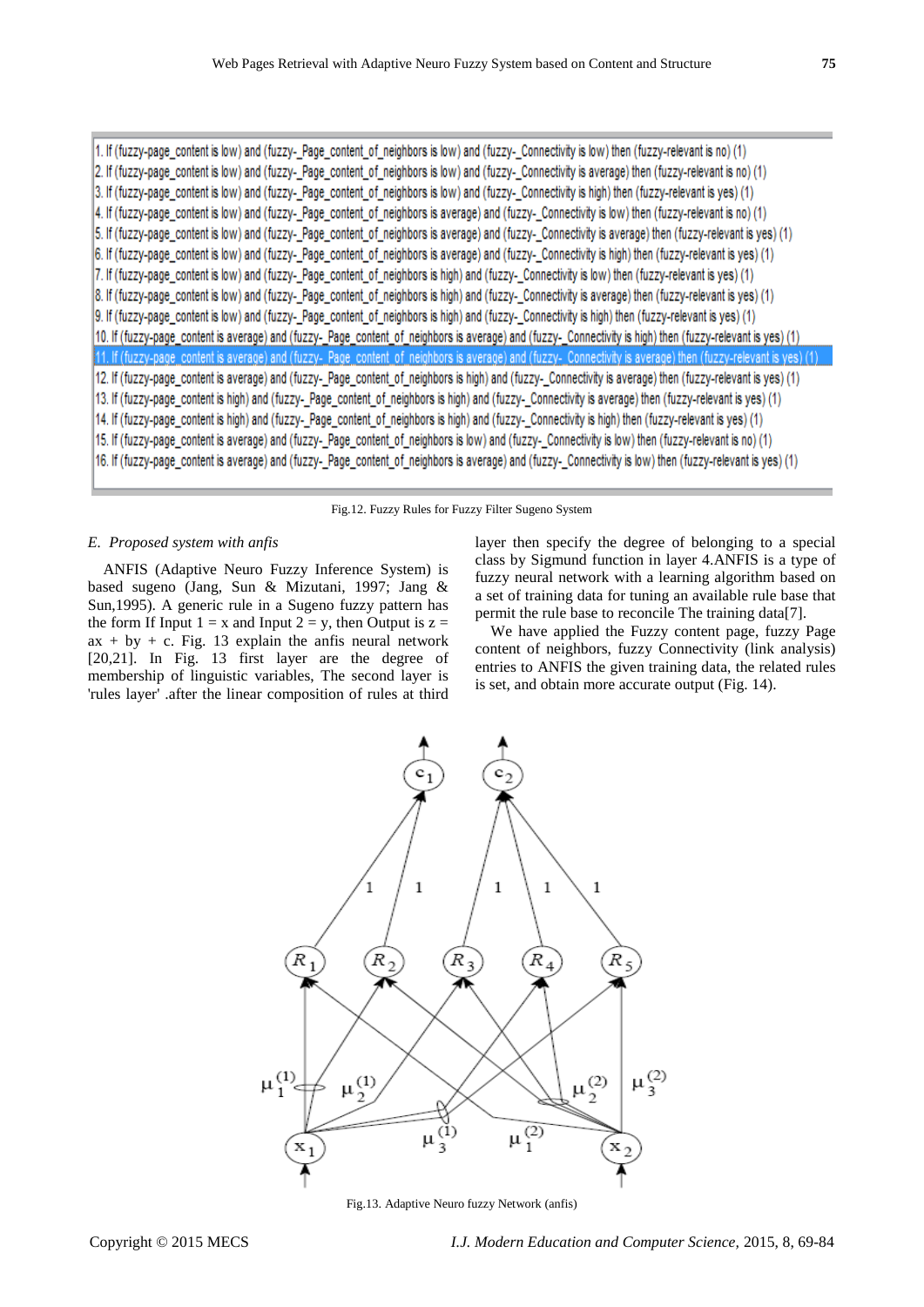1. If (fuzzy-page_content is low) and (fuzzy-_Page_content_of_neighbors is low) and (fuzzy-_Connectivity is low) then (fuzzy-relevant is no) (1)
2. If (fuzzy-page_content is low) and (fuzzy-_Page_content_of_neighbors is low) and (fuzzy-_Connectivity is average) then (fuzzy-relevant is no) (1)
3. If (fuzzy-page_content is low) and (fuzzy-_Page_content_of_neighbors is low) and (fuzzy-_Connectivity is high) then (fuzzy-relevant is yes) (1)
4. If (fuzzy-page_content is low) and (fuzzy-_Page_content_of_neighbors is average) and (fuzzy-_Connectivity is low) then (fuzzy-relevant is no) (1)
5. If (fuzzy-page_content is low) and (fuzzy-_Page_content_of_neighbors is average) and (fuzzy-_Connectivity is average) then (fuzzy-relevant is yes) (1)
6. If (fuzzy-page_content is low) and (fuzzy-_Page_content_of_neighbors is average) and (fuzzy-_Connectivity is high) then (fuzzy-relevant is yes) (1)
7. If (fuzzy-page_content is low) and (fuzzy-_Page_content_of_neighbors is high) and (fuzzy-_Connectivity is low) then (fuzzy-relevant is yes) (1)
8. If (fuzzy-page_content is low) and (fuzzy-_Page_content_of_neighbors is high) and (fuzzy-_Connectivity is average) then (fuzzy-relevant is yes) (1)
9. If (fuzzy-page_content is low) and (fuzzy-_Page_content_of_neighbors is high) and (fuzzy-_Connectivity is high) then (fuzzy-relevant is yes) (1)
10. If (fuzzy-page_content is average) and (fuzzy-_Page_content_of_neighbors is average) and (fuzzy-_Connectivity is high) then (fuzzy-relevant is yes) (1)
11. If (fuzzy-page_content is average) and (fuzzy-_Page_content_of_neighbors is average) and (fuzzy-_Connectivity is average) then (fuzzy-relevant is yes) (1)
12. If (fuzzy-page_content is average) and (fuzzy-_Page_content_of_neighbors is high) and (fuzzy-_Connectivity is average) then (fuzzy-relevant is yes) (1)
13. If (fuzzy-page_content is high) and (fuzzy-_Page_content_of_neighbors is high) and (fuzzy-_Connectivity is average) then (fuzzy-relevant is yes) (1)
14. If (fuzzy-page_content is high) and (fuzzy-_Page_content_of_neighbors is high) and (fuzzy-_Connectivity is high) then (fuzzy-relevant is yes) (1)
15. If (fuzzy-page_content is average) and (fuzzy-_Page_content_of_neighbors is low) and (fuzzy-_Connectivity is low) then (fuzzy-relevant is no) (1)
16. If (fuzzy-page_content is average) and (fuzzy-_Page_content_of_neighbors is average) and (fuzzy-_Connectivity is low) then (fuzzy-relevant is yes) (1)

Fig.12. Fuzzy Rules for Fuzzy Filter Sugeno System

### *E. Proposed system with anfis*

ANFIS (Adaptive Neuro Fuzzy Inference System) is based sugeno (Jang, Sun & Mizutani, 1997; Jang & Sun,1995). A generic rule in a Sugeno fuzzy pattern has the form If Input 1 = x and Input 2 = y, then Output is z = ax + by + c. Fig. 13 explain the anfis neural network [20,21]. In Fig. 13 first layer are the degree of membership of linguistic variables, The second layer is 'rules layer' .after the linear composition of rules at third layer then specify the degree of belonging to a special class by Sigmund function in layer 4.ANFIS is a type of fuzzy neural network with a learning algorithm based on a set of training data for tuning an available rule base that permit the rule base to reconcile The training data[7].

We have applied the Fuzzy content page, fuzzy Page content of neighbors, fuzzy Connectivity (link analysis) entries to ANFIS the given training data, the related rules is set, and obtain more accurate output (Fig. 14).

$c_1$ $c_2$

1 1 1 1 1

$R_1$ $R_2$ $R_3$ $R_4$ $R_5$

$\mu_1^{(1)}$ $\mu_2^{(1)}$ $\mu_2^{(2)}$ $\mu_3^{(2)}$

$\mu_3^{(1)}$ $\mu_1^{(2)}$

$x_1$ $x_2$

Fig.13. Adaptive Neuro fuzzy Network (anfis)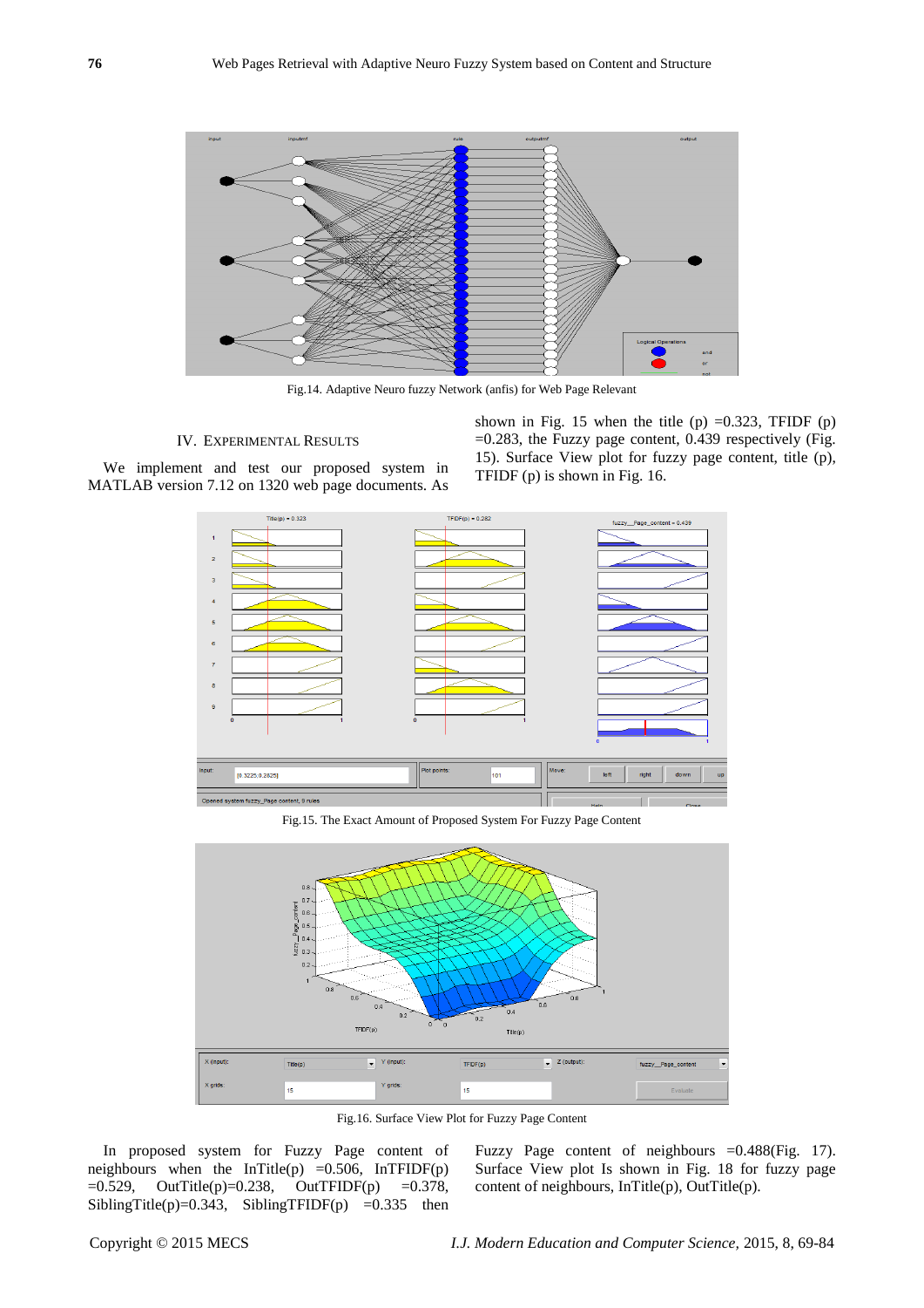Fig.14. Adaptive Neuro fuzzy Network (anfis) for Web Page Relevant

## IV. Experimental Results

We implement and test our proposed system in MATLAB version 7.12 on 1320 web page documents. As shown in Fig. 15 when the title (p) =0.323, TFIDF (p) =0.283, the Fuzzy page content, 0.439 respectively (Fig. 15). Surface View plot for fuzzy page content, title (p), TFIDF (p) is shown in Fig. 16.

Fig.15. The Exact Amount of Proposed System For Fuzzy Page Content

Fig.16. Surface View Plot for Fuzzy Page Content

In proposed system for Fuzzy Page content of neighbours when the InTitle(p) =0.506, InTFIDF(p) =0.529, OutTitle(p)=0.238, OutTFIDF(p) =0.378, SiblingTitle(p)=0.343, SiblingTFIDF(p) =0.335 then Fuzzy Page content of neighbours =0.488(Fig. 17). Surface View plot Is shown in Fig. 18 for fuzzy page content of neighbours, InTitle(p), OutTitle(p).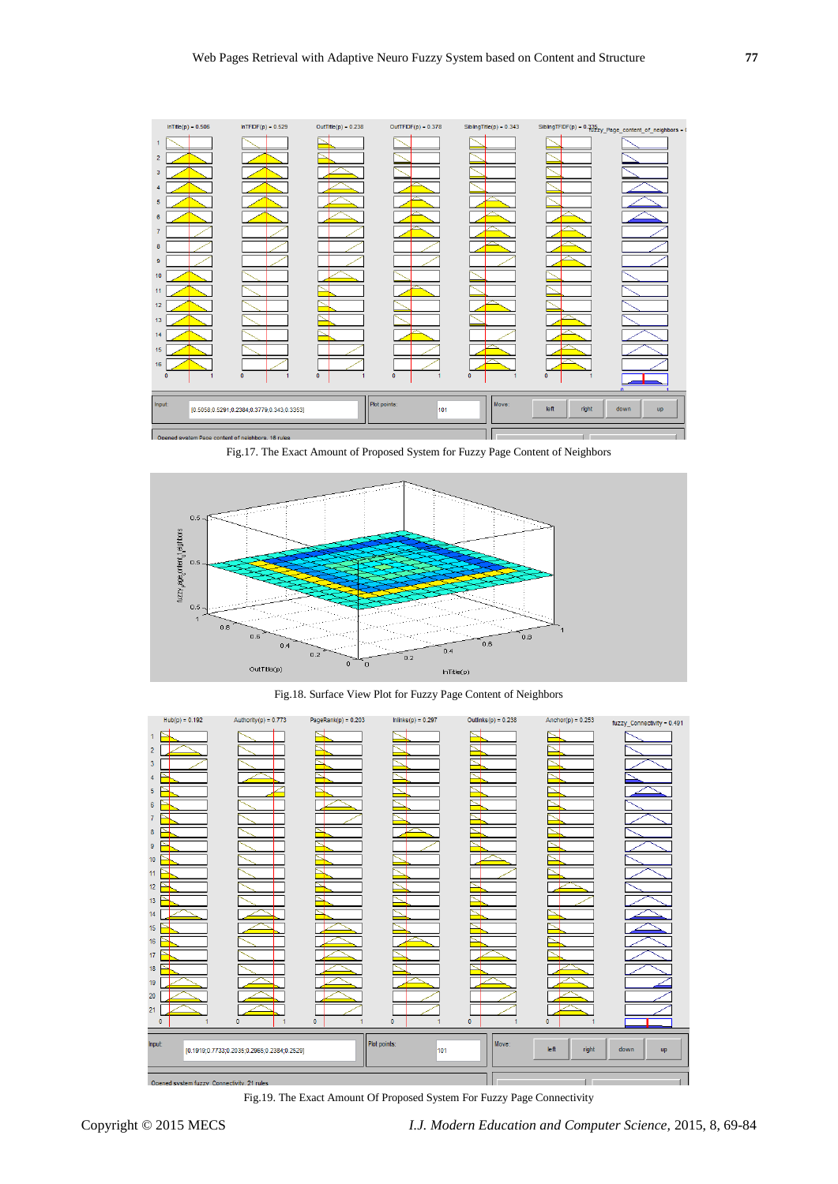InTitle(p) = 0.506
InTFIDF(p) = 0.529
OutTitle(p) = 0.238
OutTFIDF(p) = 0.378
SiblingTitle(p) = 0.343
SiblingTFIDF(p) = 0.335
fuzzy_Page_content_of_neighbors = 0.5

Input: [0.5058;0.5291;0.2384;0.3779;0.343;0.3353]
Plot points: 101
Move: left right down up

Opened system Page content of neighbors, 16 rules

Fig.17. The Exact Amount of Proposed System for Fuzzy Page Content of Neighbors

fuzzy_page_content_of_neighbors
OutTitle(p)
InTitle(p)

Fig.18. Surface View Plot for Fuzzy Page Content of Neighbors

Hub(p) = 0.192
Authority(p) = 0.773
PageRank(p) = 0.203
Inlinks(p) = 0.297
Outlinks(p) = 0.238
Anchor(p) = 0.253
fuzzy_Connectivity = 0.491

Input: [0.1919;0.7733;0.2035;0.2965;0.2384;0.2529]
Plot points: 101
Move: left right down up

Opened system fuzzy_Connectivity, 21 rules

Fig.19. The Exact Amount Of Proposed System For Fuzzy Page Connectivity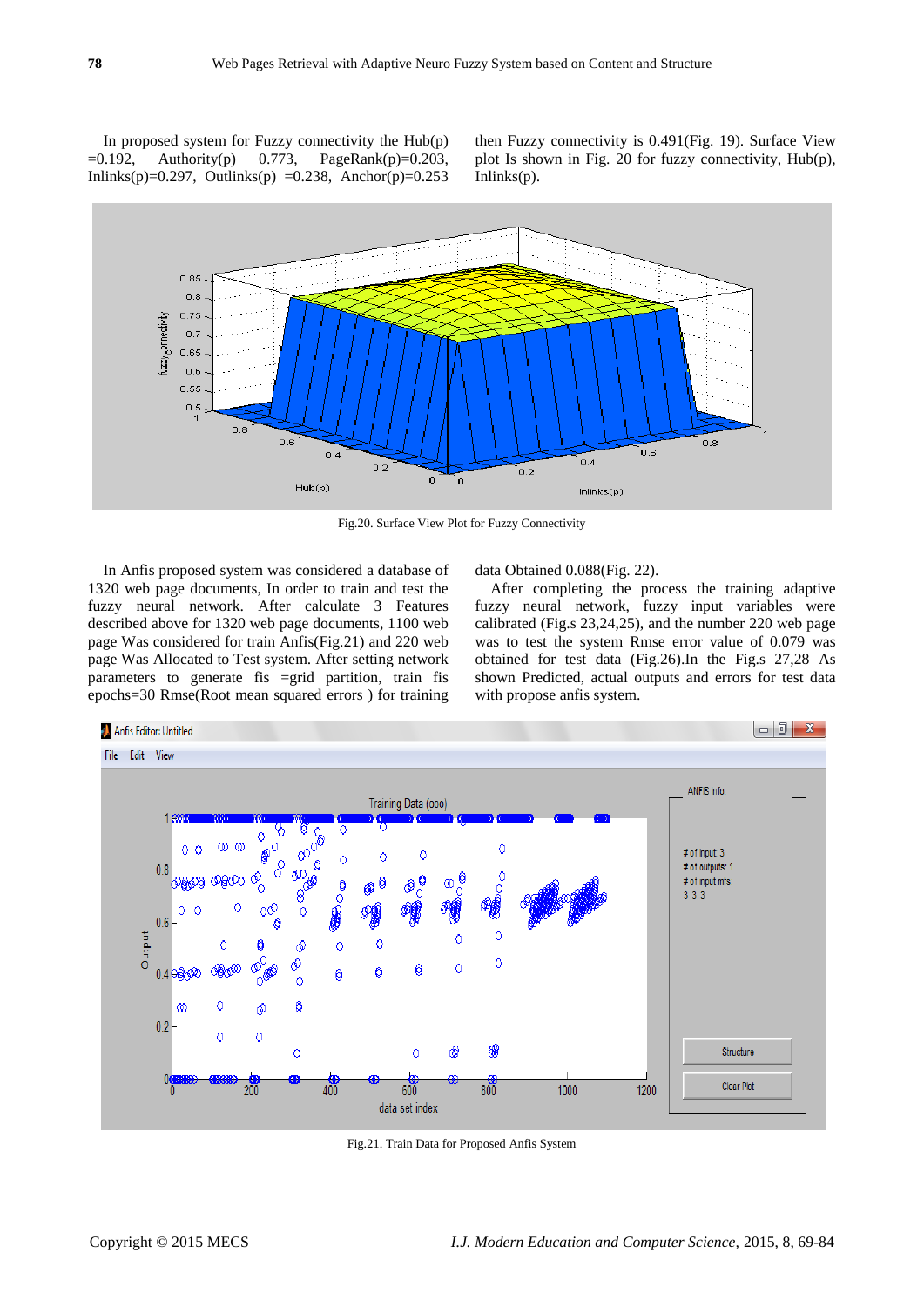In proposed system for Fuzzy connectivity the Hub(p) =0.192, Authority(p) 0.773, PageRank(p)=0.203, Inlinks(p)=0.297, Outlinks(p) =0.238, Anchor(p)=0.253 then Fuzzy connectivity is 0.491(Fig. 19). Surface View plot Is shown in Fig. 20 for fuzzy connectivity, Hub(p), Inlinks(p).

fuzzy_connectivity
0.85
0.8
0.75
0.7
0.65
0.6
0.55
0.5
1
0.8
0.6
0.4
0.2
0
Hub(p)
0
0.2
0.4
0.6
0.8
1
Inlinks(p)

Fig.20. Surface View Plot for Fuzzy Connectivity

In Anfis proposed system was considered a database of 1320 web page documents, In order to train and test the fuzzy neural network. After calculate 3 Features described above for 1320 web page documents, 1100 web page Was considered for train Anfis(Fig.21) and 220 web page Was Allocated to Test system. After setting network parameters to generate fis =grid partition, train fis epochs=30 Rmse(Root mean squared errors ) for training data Obtained 0.088(Fig. 22).

After completing the process the training adaptive fuzzy neural network, fuzzy input variables were calibrated (Fig.s 23,24,25), and the number 220 web page was to test the system Rmse error value of 0.079 was obtained for test data (Fig.26).In the Fig.s 27,28 As shown Predicted, actual outputs and errors for test data with propose anfis system.

Anfis Editor: Untitled
File Edit View
Training Data (ooo)
Output
1
0.8
0.6
0.4
0.2
0
0
200
400
600
800
1000
1200
data set index
ANFIS Info.
# of input: 3
# of outputs: 1
# of input mfs:
3 3 3
Structure
Clear Plot

Fig.21. Train Data for Proposed Anfis System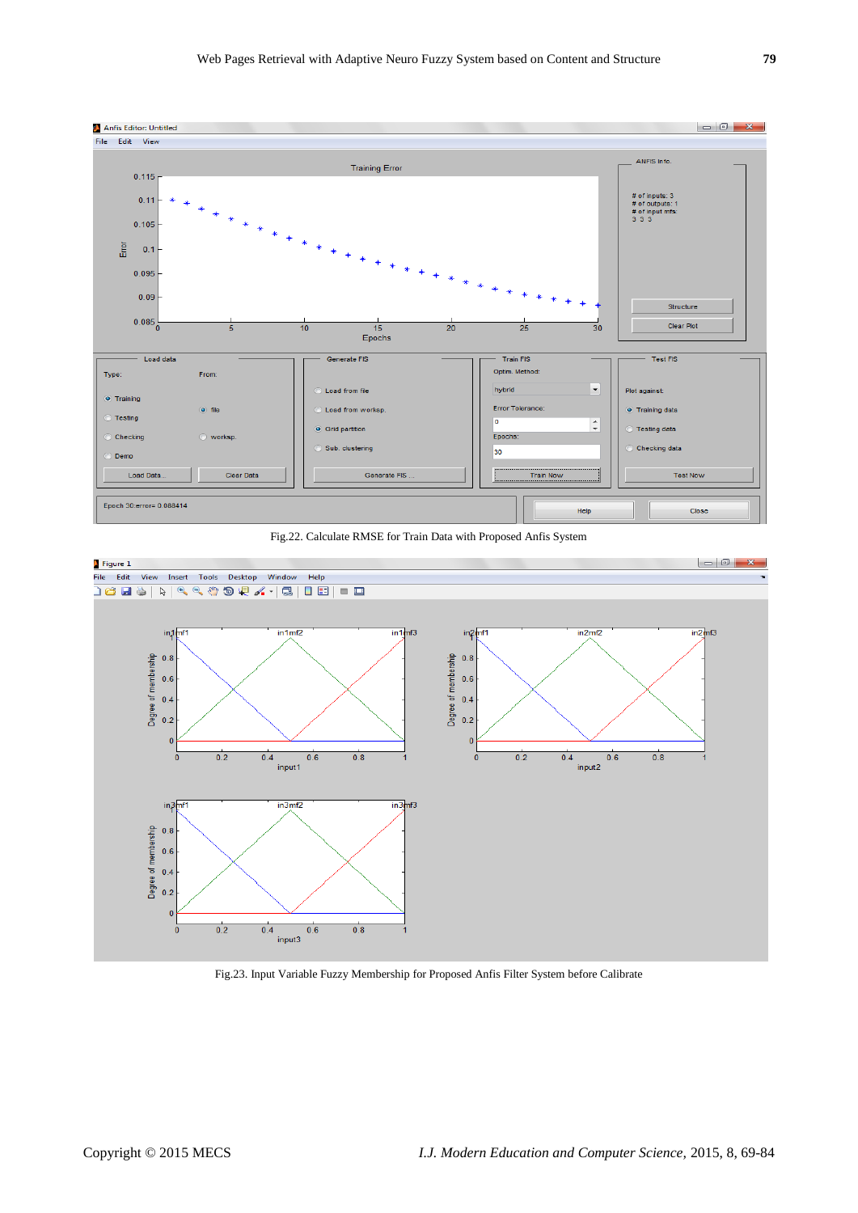Anfis Editor: Untitled

File Edit View

Training Error

0.115
0.11
0.105
0.1
0.095
0.09
0.085

Error

0 5 10 15 20 25 30

Epochs

ANFIS Info.

# of inputs: 3
# of outputs: 1
# of input mfs:
3 3 3

Structure

Clear Plot

Load data

Type: From:

Training
Testing
Checking
Demo

file
worksp.

Load Data... Clear Data

Generate FIS

Load from file
Load from worksp.
Grid partition
Sub. clustering

Generate FIS ...

Train FIS

Optim. Method:
hybrid

Error Tolerance:
0

Epochs:
30

Train Now

Test FIS

Plot against:

Training data
Testing data
Checking data

Test Now

Epoch 30:error= 0.088414

Help Close

Fig.22. Calculate RMSE for Train Data with Proposed Anfis System

Figure 1

File Edit View Insert Tools Desktop Window Help

in1mf1 in1mf2 in1mf3

Degree of membership

1
0.8
0.6
0.4
0.2
0

0 0.2 0.4 0.6 0.8 1

input1

in2mf1 in2mf2 in2mf3

Degree of membership

1
0.8
0.6
0.4
0.2
0

0 0.2 0.4 0.6 0.8 1

input2

in3mf1 in3mf2 in3mf3

Degree of membership

1
0.8
0.6
0.4
0.2
0

0 0.2 0.4 0.6 0.8 1

input3

Fig.23. Input Variable Fuzzy Membership for Proposed Anfis Filter System before Calibrate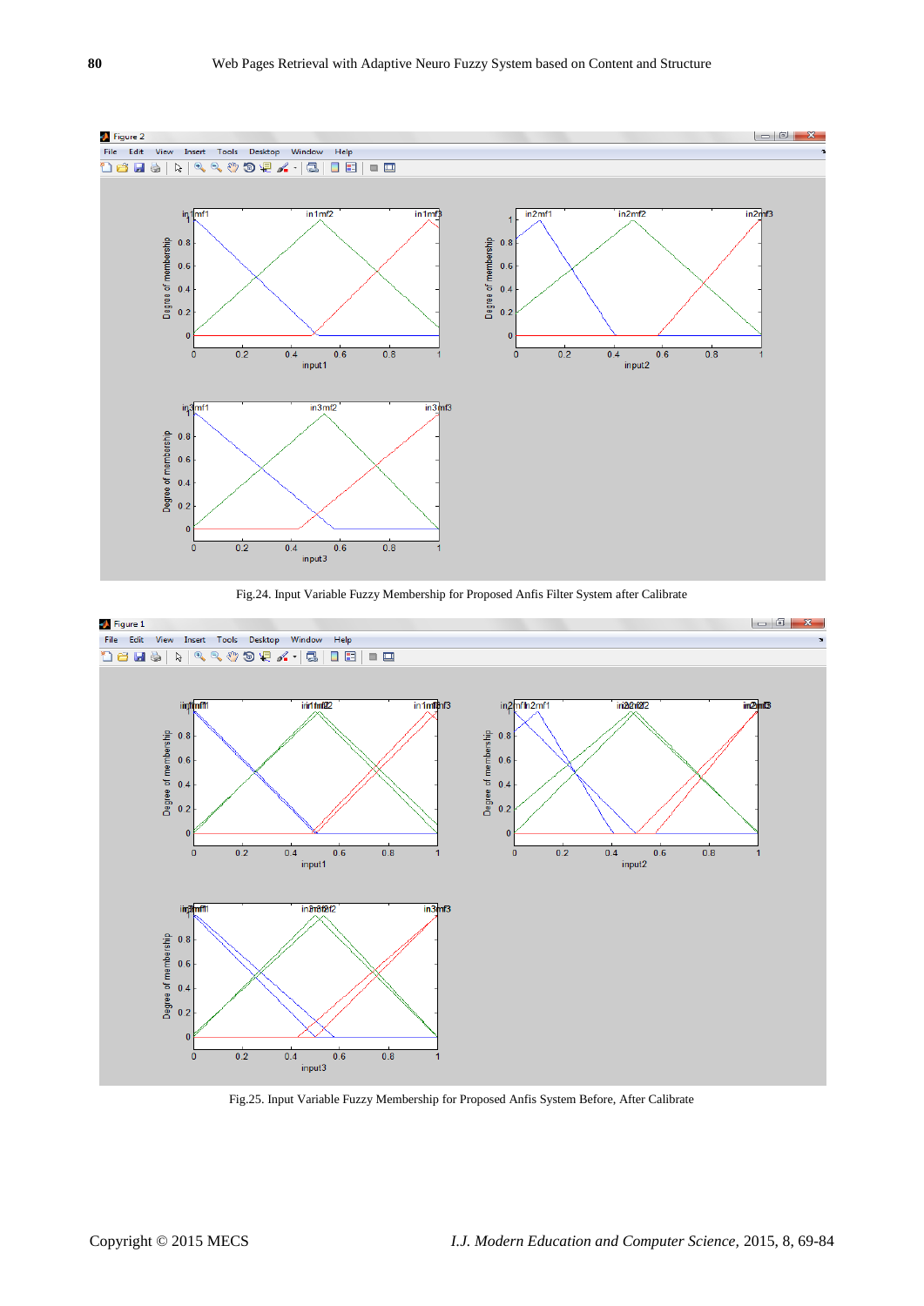Figure 2

File Edit View Insert Tools Desktop Window Help

in1mf1 in1mf2 in1mf3

Degree of membership

1 0.8 0.6 0.4 0.2 0

0 0.2 0.4 0.6 0.8 1

input1

in2mf1 in2mf2 in2mf3

Degree of membership

1 0.8 0.6 0.4 0.2 0

0 0.2 0.4 0.6 0.8 1

input2

in3mf1 in3mf2 in3mf3

Degree of membership

1 0.8 0.6 0.4 0.2 0

0 0.2 0.4 0.6 0.8 1

input3

Fig.24. Input Variable Fuzzy Membership for Proposed Anfis Filter System after Calibrate

Figure 1

File Edit View Insert Tools Desktop Window Help

in1mf1 in1mf2 in1mf3

Degree of membership

1 0.8 0.6 0.4 0.2 0

0 0.2 0.4 0.6 0.8 1

input1

in2mf1 in2mf2 in2mf3

Degree of membership

1 0.8 0.6 0.4 0.2 0

0 0.2 0.4 0.6 0.8 1

input2

in3mf1 in3mf2 in3mf3

Degree of membership

1 0.8 0.6 0.4 0.2 0

0 0.2 0.4 0.6 0.8 1

input3

Fig.25. Input Variable Fuzzy Membership for Proposed Anfis System Before, After Calibrate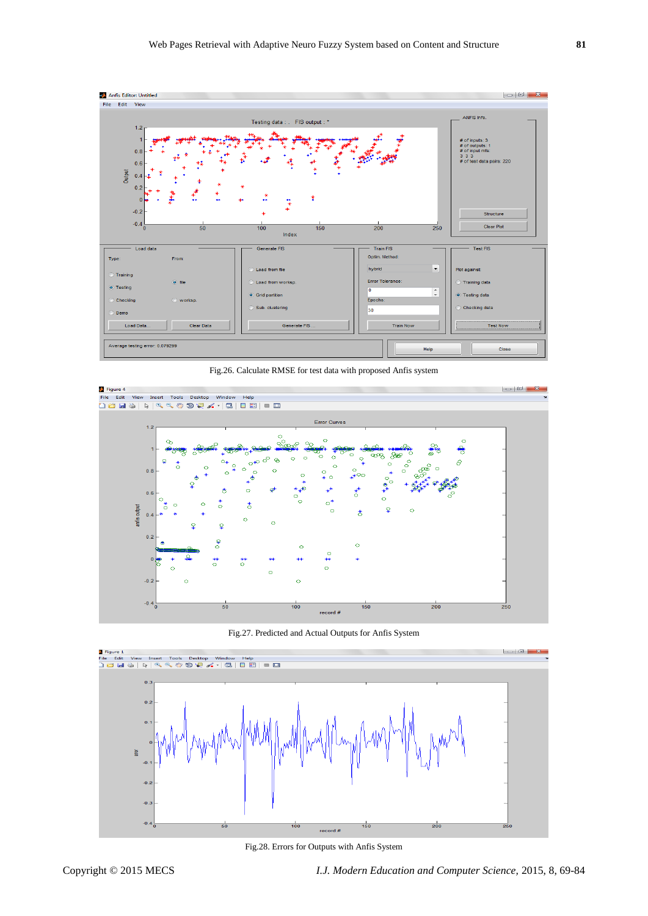Anfis Editor: Untitled

File Edit View

Testing data : . FIS output : *

1.2
1
0.8
0.6
0.4
0.2
0
-0.2
-0.4

Output

0 50 100 150 200 250

Index

ANFIS Info.

# of inputs: 3
# of outputs: 1
# of input mfs:
3 3 3
# of test data pairs: 220

Structure

Clear Plot

Load data

Type: From:

Training

Testing

Checking

Demo

file

worksp.

Load Data... Clear Data

Generate FIS

Load from file

Load from worksp.

Grid partition

Sub. clustering

Generate FIS ...

Train FIS

Optim. Method:

hybrid

Error Tolerance:

0

Epochs:

30

Train Now

Test FIS

Plot against:

Training data

Testing data

Checking data

Test Now

Average testing error: 0.079299

Help Close

Fig.26. Calculate RMSE for test data with proposed Anfis system

Figure 4

File Edit View Insert Tools Desktop Window Help

Error Curves

1.2
1
0.8
0.6
0.4
0.2
0
-0.2
-0.4

anfis output

0 50 100 150 200 250

record #

Fig.27. Predicted and Actual Outputs for Anfis System

Figure 1

File Edit View Insert Tools Desktop Window Help

0.3
0.2
0.1
0
-0.1
-0.2
-0.3
-0.4

error

0 50 100 150 200 250

record #

Fig.28. Errors for Outputs with Anfis System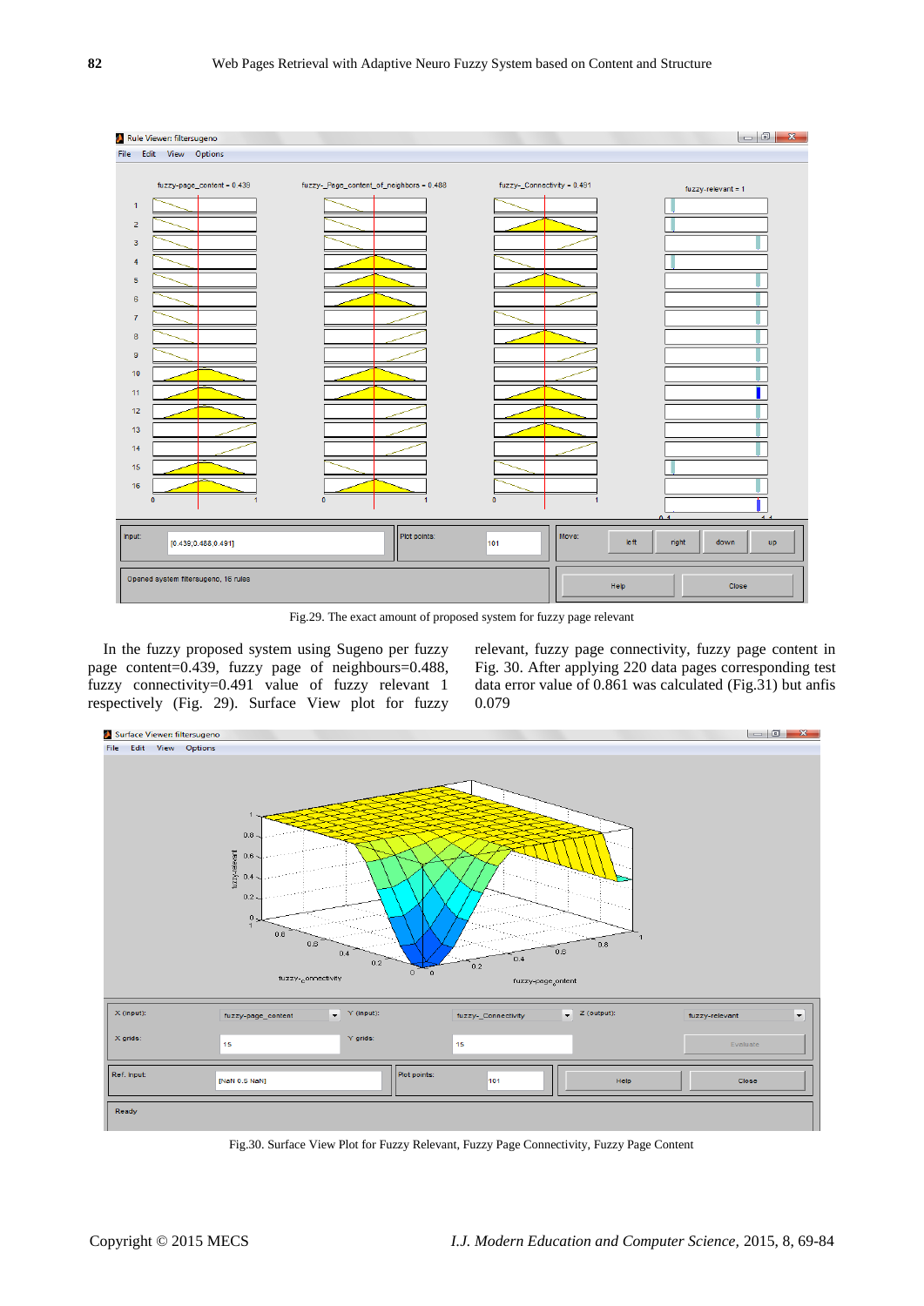Fig.29. The exact amount of proposed system for fuzzy page relevant

In the fuzzy proposed system using Sugeno per fuzzy page content=0.439, fuzzy page of neighbours=0.488, fuzzy connectivity=0.491 value of fuzzy relevant 1 respectively (Fig. 29). Surface View plot for fuzzy relevant, fuzzy page connectivity, fuzzy page content in Fig. 30. After applying 220 data pages corresponding test data error value of 0.861 was calculated (Fig.31) but anfis 0.079

Fig.30. Surface View Plot for Fuzzy Relevant, Fuzzy Page Connectivity, Fuzzy Page Content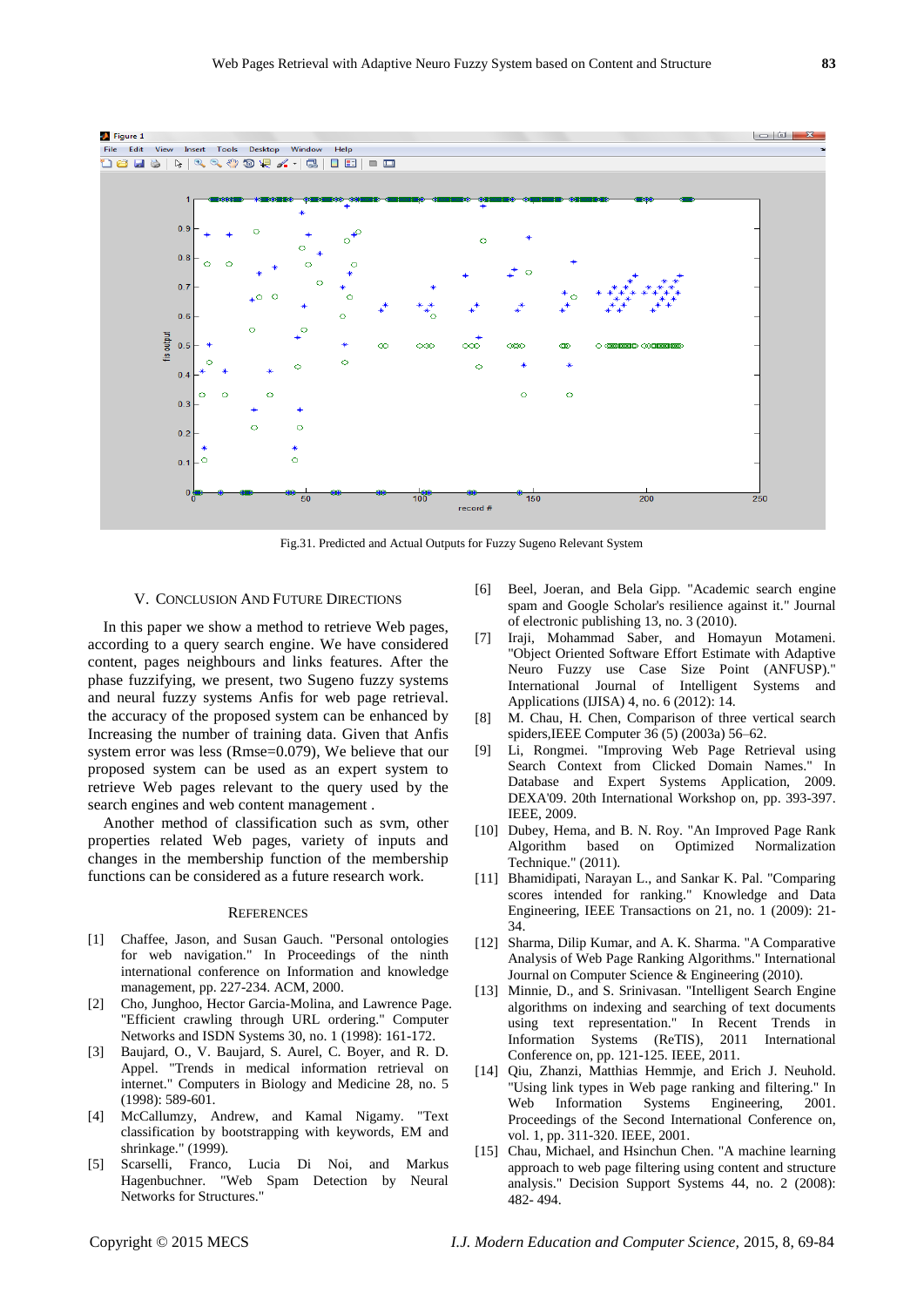Figure 1

File Edit View Insert Tools Desktop Window Help

fis output

record #

0 50 100 150 200 250

0 0.1 0.2 0.3 0.4 0.5 0.6 0.7 0.8 0.9 1

Fig.31. Predicted and Actual Outputs for Fuzzy Sugeno Relevant System

## V. Conclusion And Future Directions

In this paper we show a method to retrieve Web pages, according to a query search engine. We have considered content, pages neighbours and links features. After the phase fuzzifying, we present, two Sugeno fuzzy systems and neural fuzzy systems Anfis for web page retrieval. the accuracy of the proposed system can be enhanced by Increasing the number of training data. Given that Anfis system error was less (Rmse=0.079), We believe that our proposed system can be used as an expert system to retrieve Web pages relevant to the query used by the search engines and web content management .

Another method of classification such as svm, other properties related Web pages, variety of inputs and changes in the membership function of the membership functions can be considered as a future research work.

## References

[1] Chaffee, Jason, and Susan Gauch. "Personal ontologies for web navigation." In Proceedings of the ninth international conference on Information and knowledge management, pp. 227-234. ACM, 2000.

[2] Cho, Junghoo, Hector Garcia-Molina, and Lawrence Page. "Efficient crawling through URL ordering." Computer Networks and ISDN Systems 30, no. 1 (1998): 161-172.

[3] Baujard, O., V. Baujard, S. Aurel, C. Boyer, and R. D. Appel. "Trends in medical information retrieval on internet." Computers in Biology and Medicine 28, no. 5 (1998): 589-601.

[4] McCallumzy, Andrew, and Kamal Nigamy. "Text classification by bootstrapping with keywords, EM and shrinkage." (1999).

[5] Scarselli, Franco, Lucia Di Noi, and Markus Hagenbuchner. "Web Spam Detection by Neural Networks for Structures."

[6] Beel, Joeran, and Bela Gipp. "Academic search engine spam and Google Scholar's resilience against it." Journal of electronic publishing 13, no. 3 (2010).

[7] Iraji, Mohammad Saber, and Homayun Motameni. "Object Oriented Software Effort Estimate with Adaptive Neuro Fuzzy use Case Size Point (ANFUSP)." International Journal of Intelligent Systems and Applications (IJISA) 4, no. 6 (2012): 14.

[8] M. Chau, H. Chen, Comparison of three vertical search spiders,IEEE Computer 36 (5) (2003a) 56–62.

[9] Li, Rongmei. "Improving Web Page Retrieval using Search Context from Clicked Domain Names." In Database and Expert Systems Application, 2009. DEXA'09. 20th International Workshop on, pp. 393-397. IEEE, 2009.

[10] Dubey, Hema, and B. N. Roy. "An Improved Page Rank Algorithm based on Optimized Normalization Technique." (2011).

[11] Bhamidipati, Narayan L., and Sankar K. Pal. "Comparing scores intended for ranking." Knowledge and Data Engineering, IEEE Transactions on 21, no. 1 (2009): 21-34.

[12] Sharma, Dilip Kumar, and A. K. Sharma. "A Comparative Analysis of Web Page Ranking Algorithms." International Journal on Computer Science & Engineering (2010).

[13] Minnie, D., and S. Srinivasan. "Intelligent Search Engine algorithms on indexing and searching of text documents using text representation." In Recent Trends in Information Systems (ReTIS), 2011 International Conference on, pp. 121-125. IEEE, 2011.

[14] Qiu, Zhanzi, Matthias Hemmje, and Erich J. Neuhold. "Using link types in Web page ranking and filtering." In Web Information Systems Engineering, 2001. Proceedings of the Second International Conference on, vol. 1, pp. 311-320. IEEE, 2001.

[15] Chau, Michael, and Hsinchun Chen. "A machine learning approach to web page filtering using content and structure analysis." Decision Support Systems 44, no. 2 (2008): 482- 494.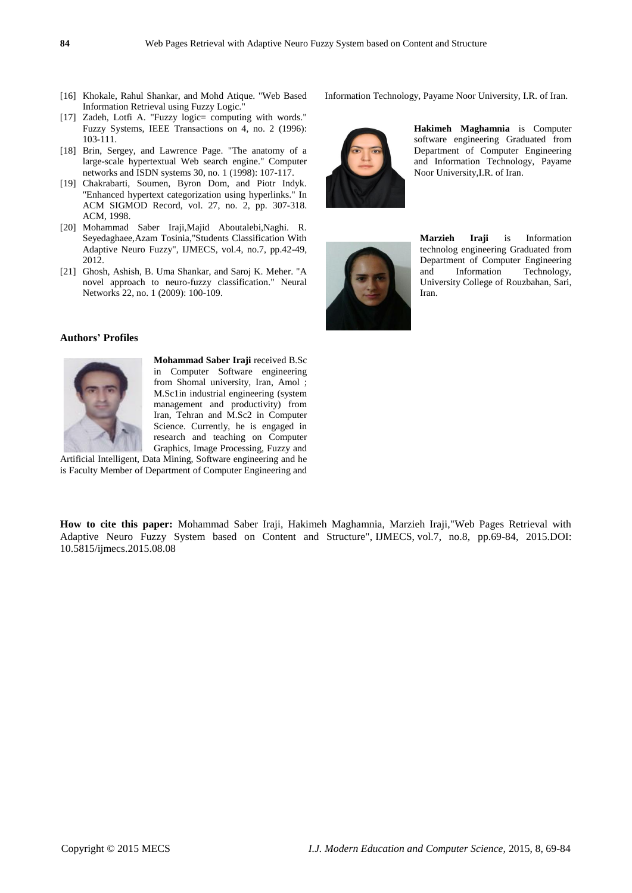[16] Khokale, Rahul Shankar, and Mohd Atique. "Web Based Information Retrieval using Fuzzy Logic."

[17] Zadeh, Lotfi A. "Fuzzy logic= computing with words." Fuzzy Systems, IEEE Transactions on 4, no. 2 (1996): 103-111.

[18] Brin, Sergey, and Lawrence Page. "The anatomy of a large-scale hypertextual Web search engine." Computer networks and ISDN systems 30, no. 1 (1998): 107-117.

[19] Chakrabarti, Soumen, Byron Dom, and Piotr Indyk. "Enhanced hypertext categorization using hyperlinks." In ACM SIGMOD Record, vol. 27, no. 2, pp. 307-318. ACM, 1998.

[20] Mohammad Saber Iraji,Majid Aboutalebi,Naghi. R. Seyedaghaee,Azam Tosinia,"Students Classification With Adaptive Neuro Fuzzy", IJMECS, vol.4, no.7, pp.42-49, 2012.

[21] Ghosh, Ashish, B. Uma Shankar, and Saroj K. Meher. "A novel approach to neuro-fuzzy classification." Neural Networks 22, no. 1 (2009): 100-109.

## Authors' Profiles

**Mohammad Saber Iraji** received B.Sc in Computer Software engineering from Shomal university, Iran, Amol ; M.Sc1in industrial engineering (system management and productivity) from Iran, Tehran and M.Sc2 in Computer Science. Currently, he is engaged in research and teaching on Computer Graphics, Image Processing, Fuzzy and Artificial Intelligent, Data Mining, Software engineering and he is Faculty Member of Department of Computer Engineering and Information Technology, Payame Noor University, I.R. of Iran.

**Hakimeh Maghamnia** is Computer software engineering Graduated from Department of Computer Engineering and Information Technology, Payame Noor University,I.R. of Iran.

**Marzieh Iraji** is Information technolog engineering Graduated from Department of Computer Engineering and Information Technology, University College of Rouzbahan, Sari, Iran.

**How to cite this paper:** Mohammad Saber Iraji, Hakimeh Maghamnia, Marzieh Iraji,"Web Pages Retrieval with Adaptive Neuro Fuzzy System based on Content and Structure", IJMECS, vol.7, no.8, pp.69-84, 2015.DOI: 10.5815/ijmecs.2015.08.08